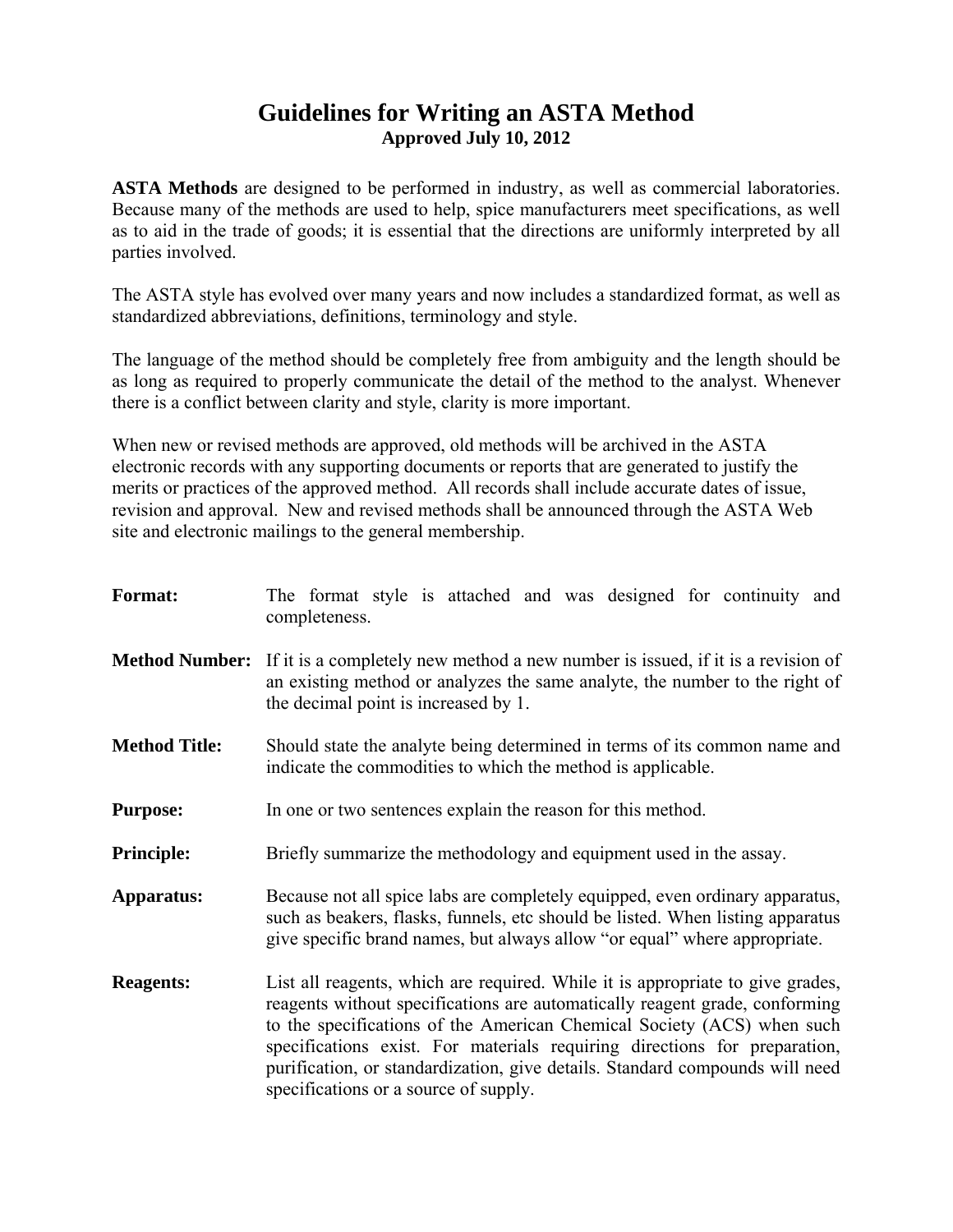# Guidelines for Writing an ASTA Method

**Approved July 10, 2012**

**ASTA Methods** are designed to be performed in industry, as well as commercial laboratories. Because many of the methods are used to help, spice manufacturers meet specifications, as well as to aid in the trade of goods; it is essential that the directions are uniformly interpreted by all parties involved.

The ASTA style has evolved over many years and now includes a standardized format, as well as standardized abbreviations, definitions, terminology and style.

The language of the method should be completely free from ambiguity and the length should be as long as required to properly communicate the detail of the method to the analyst. Whenever there is a conflict between clarity and style, clarity is more important.

When new or revised methods are approved, old methods will be archived in the ASTA electronic records with any supporting documents or reports that are generated to justify the merits or practices of the approved method. All records shall include accurate dates of issue, revision and approval. New and revised methods shall be announced through the ASTA Web site and electronic mailings to the general membership.

**Format:** The format style is attached and was designed for continuity and completeness.

**Method Number:** If it is a completely new method a new number is issued, if it is a revision of an existing method or analyzes the same analyte, the number to the right of the decimal point is increased by 1.

**Method Title:** Should state the analyte being determined in terms of its common name and indicate the commodities to which the method is applicable.

**Purpose:** In one or two sentences explain the reason for this method.

**Principle:** Briefly summarize the methodology and equipment used in the assay.

**Apparatus:** Because not all spice labs are completely equipped, even ordinary apparatus, such as beakers, flasks, funnels, etc should be listed. When listing apparatus give specific brand names, but always allow "or equal" where appropriate.

**Reagents:** List all reagents, which are required. While it is appropriate to give grades, reagents without specifications are automatically reagent grade, conforming to the specifications of the American Chemical Society (ACS) when such specifications exist. For materials requiring directions for preparation, purification, or standardization, give details. Standard compounds will need specifications or a source of supply.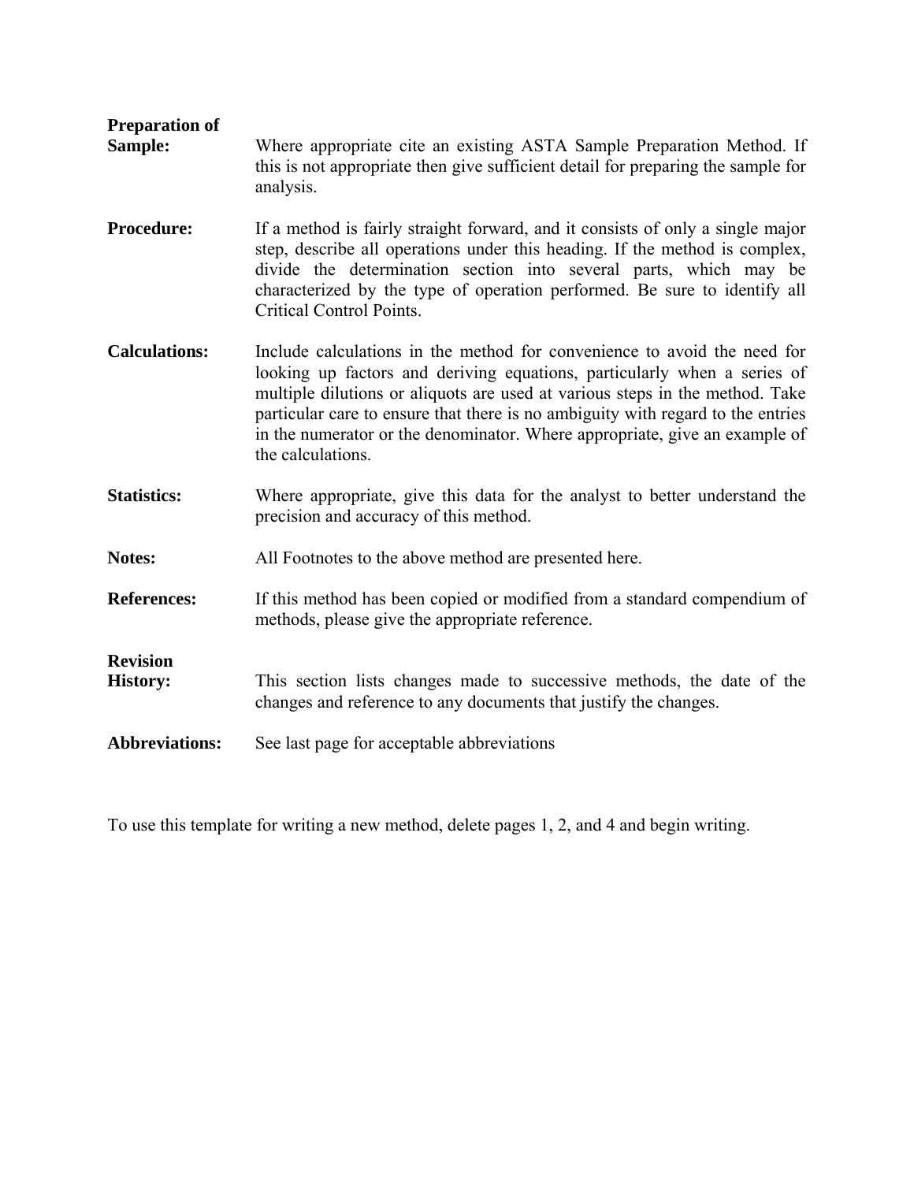**Preparation of Sample:** Where appropriate cite an existing ASTA Sample Preparation Method. If this is not appropriate then give sufficient detail for preparing the sample for analysis.

**Procedure:** If a method is fairly straight forward, and it consists of only a single major step, describe all operations under this heading. If the method is complex, divide the determination section into several parts, which may be characterized by the type of operation performed. Be sure to identify all Critical Control Points.

**Calculations:** Include calculations in the method for convenience to avoid the need for looking up factors and deriving equations, particularly when a series of multiple dilutions or aliquots are used at various steps in the method. Take particular care to ensure that there is no ambiguity with regard to the entries in the numerator or the denominator. Where appropriate, give an example of the calculations.

**Statistics:** Where appropriate, give this data for the analyst to better understand the precision and accuracy of this method.

**Notes:** All Footnotes to the above method are presented here.

**References:** If this method has been copied or modified from a standard compendium of methods, please give the appropriate reference.

**Revision History:** This section lists changes made to successive methods, the date of the changes and reference to any documents that justify the changes.

**Abbreviations:** See last page for acceptable abbreviations

To use this template for writing a new method, delete pages 1, 2, and 4 and begin writing.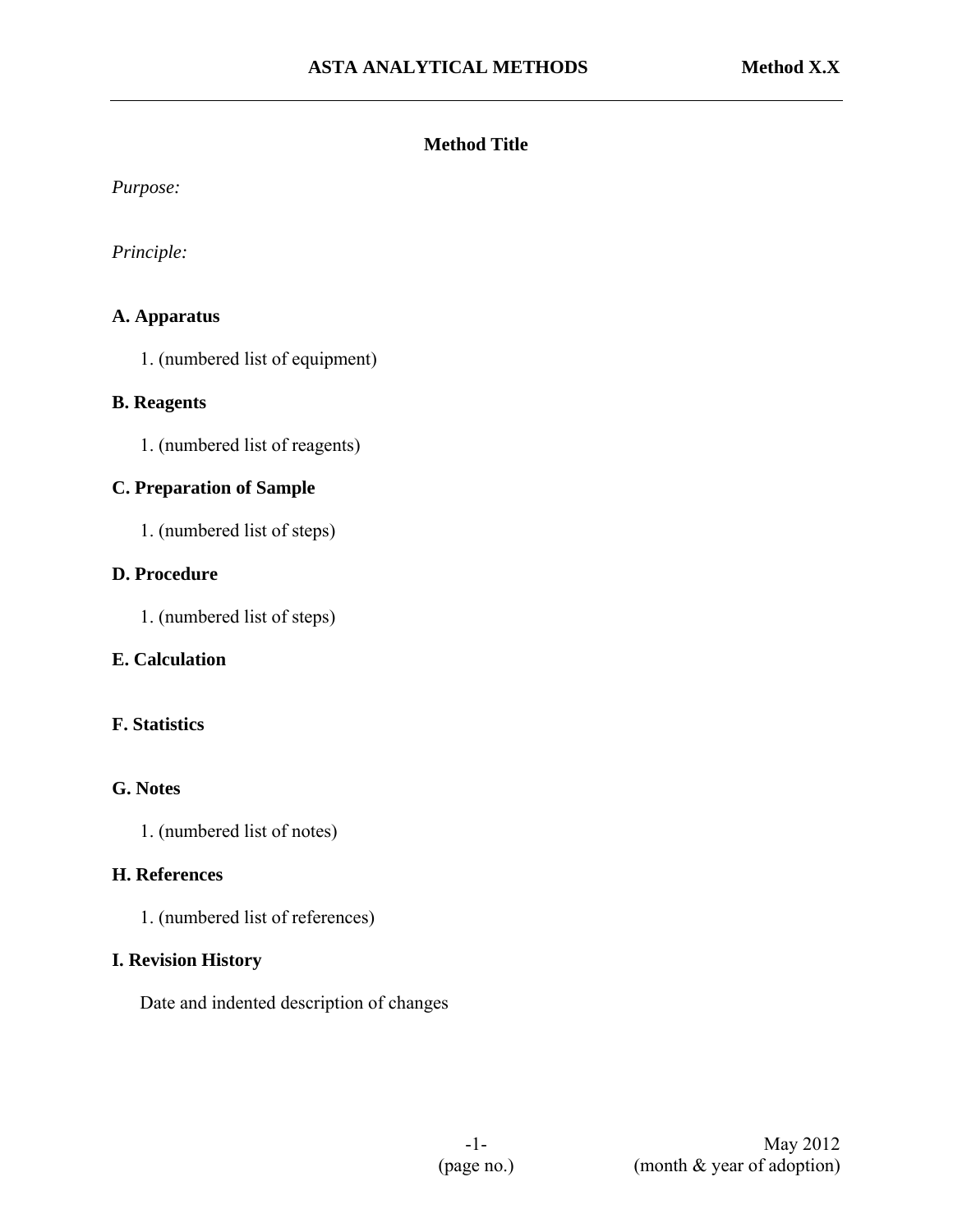## Method Title

*Purpose:*

*Principle:*

### A. Apparatus

1. (numbered list of equipment)

### B. Reagents

1. (numbered list of reagents)

### C. Preparation of Sample

1. (numbered list of steps)

### D. Procedure

1. (numbered list of steps)

### E. Calculation

### F. Statistics

### G. Notes

1. (numbered list of notes)

### H. References

1. (numbered list of references)

### I. Revision History

Date and indented description of changes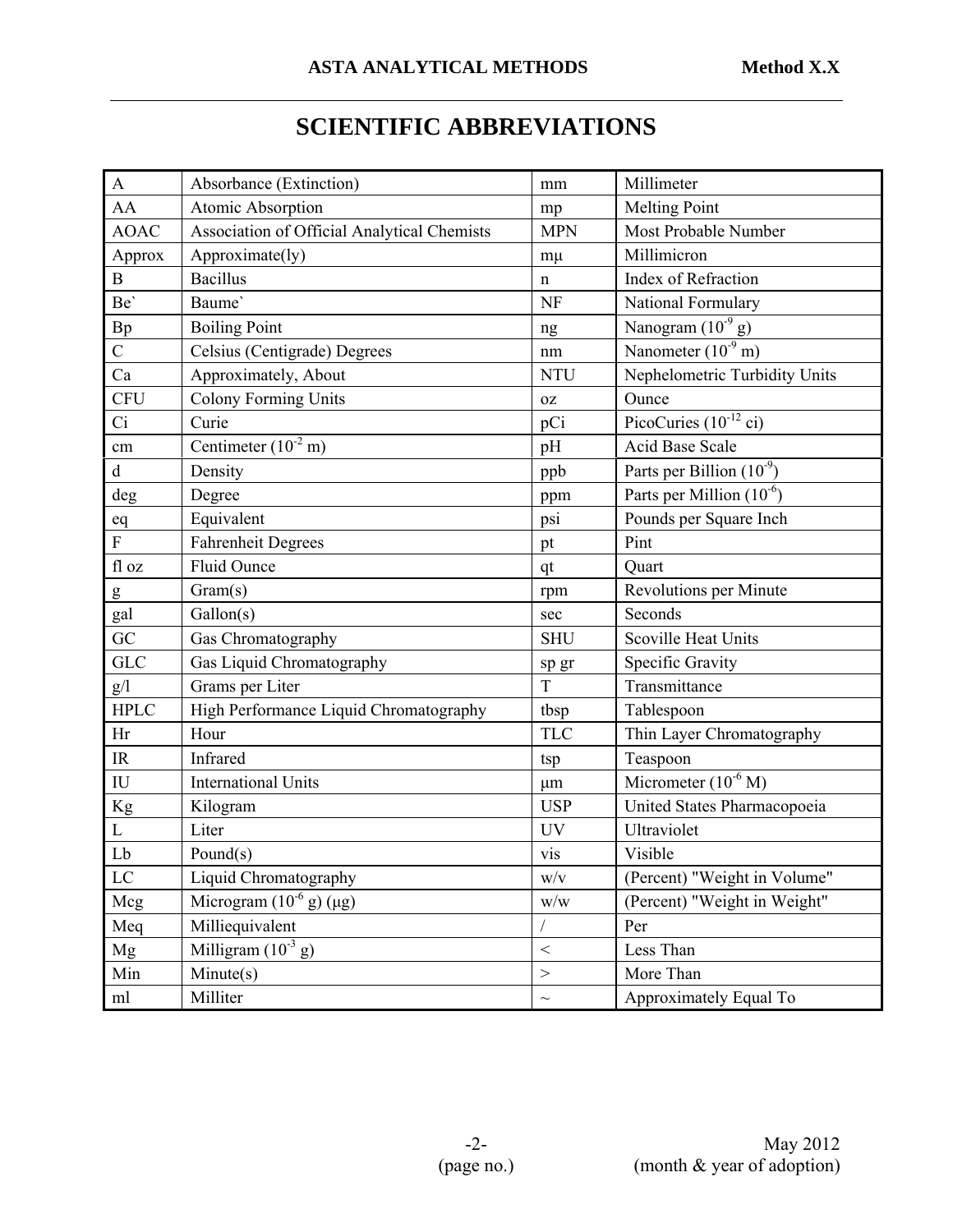# SCIENTIFIC ABBREVIATIONS

| | | | |
|---|---|---|---|
| A | Absorbance (Extinction) | mm | Millimeter |
| AA | Atomic Absorption | mp | Melting Point |
| AOAC | Association of Official Analytical Chemists | MPN | Most Probable Number |
| Approx | Approximate(ly) | mμ | Millimicron |
| B | Bacillus | n | Index of Refraction |
| Be` | Baume` | NF | National Formulary |
| Bp | Boiling Point | ng | Nanogram ($10^{-9}$ g) |
| C | Celsius (Centigrade) Degrees | nm | Nanometer ($10^{-9}$ m) |
| Ca | Approximately, About | NTU | Nephelometric Turbidity Units |
| CFU | Colony Forming Units | oz | Ounce |
| Ci | Curie | pCi | PicoCuries ($10^{-12}$ ci) |
| cm | Centimeter ($10^{-2}$ m) | pH | Acid Base Scale |
| d | Density | ppb | Parts per Billion ($10^{-9}$) |
| deg | Degree | ppm | Parts per Million ($10^{-6}$) |
| eq | Equivalent | psi | Pounds per Square Inch |
| F | Fahrenheit Degrees | pt | Pint |
| fl oz | Fluid Ounce | qt | Quart |
| g | Gram(s) | rpm | Revolutions per Minute |
| gal | Gallon(s) | sec | Seconds |
| GC | Gas Chromatography | SHU | Scoville Heat Units |
| GLC | Gas Liquid Chromatography | sp gr | Specific Gravity |
| g/l | Grams per Liter | T | Transmittance |
| HPLC | High Performance Liquid Chromatography | tbsp | Tablespoon |
| Hr | Hour | TLC | Thin Layer Chromatography |
| IR | Infrared | tsp | Teaspoon |
| IU | International Units | μm | Micrometer ($10^{-6}$ M) |
| Kg | Kilogram | USP | United States Pharmacopoeia |
| L | Liter | UV | Ultraviolet |
| Lb | Pound(s) | vis | Visible |
| LC | Liquid Chromatography | w/v | (Percent) "Weight in Volume" |
| Mcg | Microgram ($10^{-6}$ g) (μg) | w/w | (Percent) "Weight in Weight" |
| Meq | Milliequivalent | / | Per |
| Mg | Milligram ($10^{-3}$ g) | < | Less Than |
| Min | Minute(s) | > | More Than |
| ml | Milliliter | ~ | Approximately Equal To |

May 2012
(month & year of adoption)